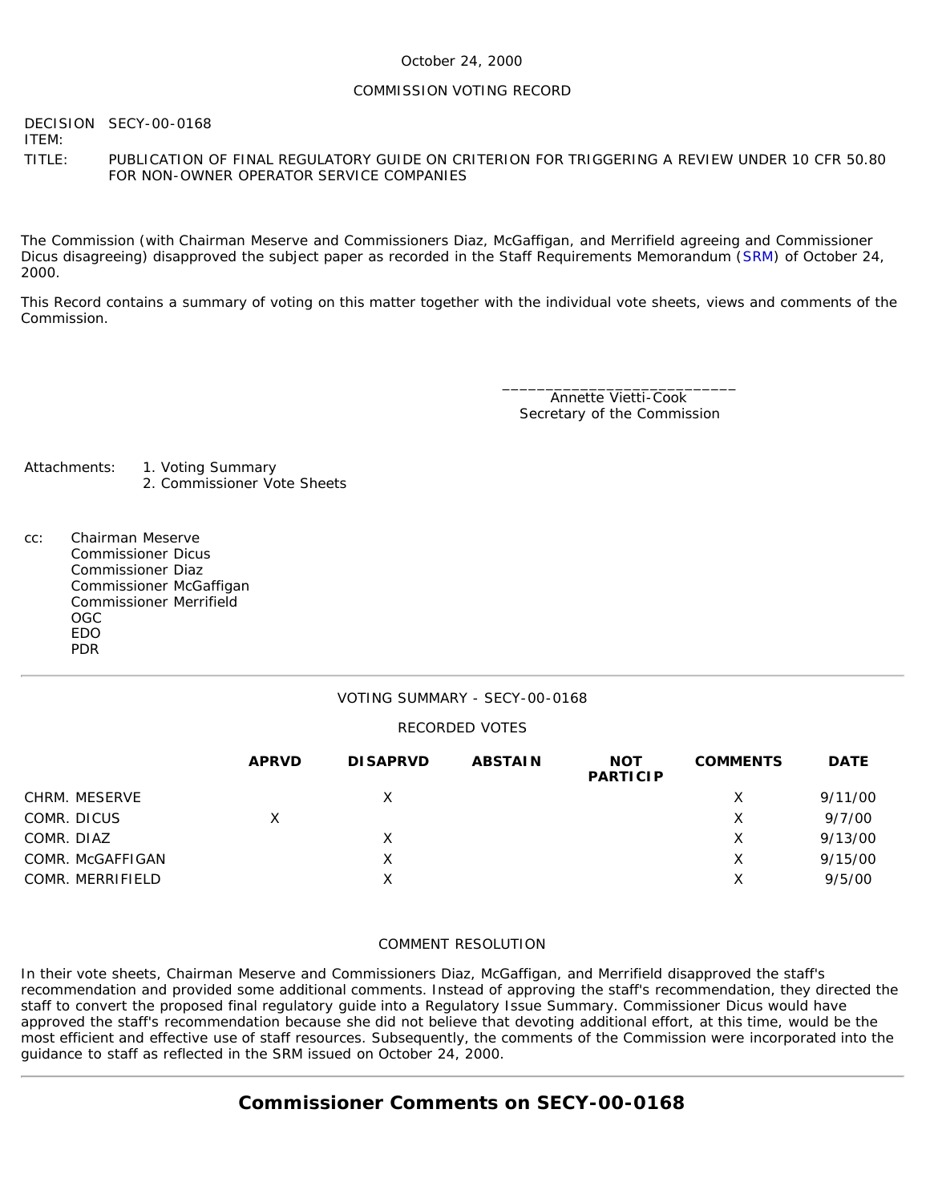October 24, 2000

COMMISSION VOTING RECORD

DECISION ITEM: SECY-00-0168

TITLE: PUBLICATION OF FINAL REGULATORY GUIDE ON CRITERION FOR TRIGGERING A REVIEW UNDER 10 CFR 50.80 FOR NON-OWNER OPERATOR SERVICE COMPANIES

The Commission (with Chairman Meserve and Commissioners Diaz, McGaffigan, and Merrifield agreeing and Commissioner Dicus disagreeing) disapproved the subject paper as recorded in the Staff Requirements Memorandum (SRM) of October 24, 2000.

This Record contains a summary of voting on this matter together with the individual vote sheets, views and comments of the Commission.

\_\_\_\_\_\_\_\_\_\_\_\_\_\_\_\_\_\_\_\_\_\_\_\_\_\_\_\_
Annette Vietti-Cook
Secretary of the Commission

Attachments:
1. Voting Summary
2. Commissioner Vote Sheets

cc:
Chairman Meserve
Commissioner Dicus
Commissioner Diaz
Commissioner McGaffigan
Commissioner Merrifield
OGC
EDO
PDR

---

VOTING SUMMARY - SECY-00-0168

RECORDED VOTES

| | APRVD | DISAPRVD | ABSTAIN | NOT PARTICIP | COMMENTS | DATE |
|---|---|---|---|---|---|---|
| CHRM. MESERVE | | X | | | X | 9/11/00 |
| COMR. DICUS | X | | | | X | 9/7/00 |
| COMR. DIAZ | | X | | | X | 9/13/00 |
| COMR. McGAFFIGAN | | X | | | X | 9/15/00 |
| COMR. MERRIFIELD | | X | | | X | 9/5/00 |

COMMENT RESOLUTION

In their vote sheets, Chairman Meserve and Commissioners Diaz, McGaffigan, and Merrifield disapproved the staff's recommendation and provided some additional comments. Instead of approving the staff's recommendation, they directed the staff to convert the proposed final regulatory guide into a Regulatory Issue Summary. Commissioner Dicus would have approved the staff's recommendation because she did not believe that devoting additional effort, at this time, would be the most efficient and effective use of staff resources. Subsequently, the comments of the Commission were incorporated into the guidance to staff as reflected in the SRM issued on October 24, 2000.

---

## Commissioner Comments on SECY-00-0168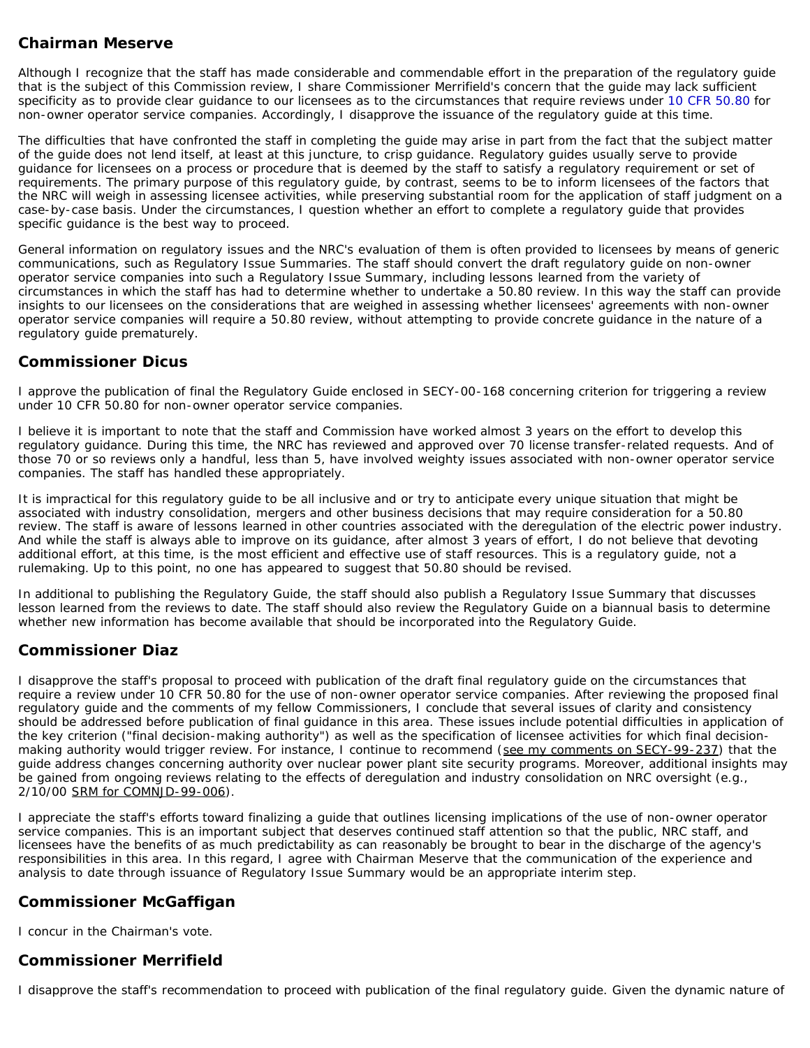## Chairman Meserve

Although I recognize that the staff has made considerable and commendable effort in the preparation of the regulatory guide that is the subject of this Commission review, I share Commissioner Merrifield's concern that the guide may lack sufficient specificity as to provide clear guidance to our licensees as to the circumstances that require reviews under 10 CFR 50.80 for non-owner operator service companies. Accordingly, I disapprove the issuance of the regulatory guide at this time.

The difficulties that have confronted the staff in completing the guide may arise in part from the fact that the subject matter of the guide does not lend itself, at least at this juncture, to crisp guidance. Regulatory guides usually serve to provide guidance for licensees on a process or procedure that is deemed by the staff to satisfy a regulatory requirement or set of requirements. The primary purpose of this regulatory guide, by contrast, seems to be to inform licensees of the factors that the NRC will weigh in assessing licensee activities, while preserving substantial room for the application of staff judgment on a case-by-case basis. Under the circumstances, I question whether an effort to complete a regulatory guide that provides specific guidance is the best way to proceed.

General information on regulatory issues and the NRC's evaluation of them is often provided to licensees by means of generic communications, such as Regulatory Issue Summaries. The staff should convert the draft regulatory guide on non-owner operator service companies into such a Regulatory Issue Summary, including lessons learned from the variety of circumstances in which the staff has had to determine whether to undertake a 50.80 review. In this way the staff can provide insights to our licensees on the considerations that are weighed in assessing whether licensees' agreements with non-owner operator service companies will require a 50.80 review, without attempting to provide concrete guidance in the nature of a regulatory guide prematurely.

## Commissioner Dicus

I approve the publication of final the Regulatory Guide enclosed in SECY-00-168 concerning criterion for triggering a review under 10 CFR 50.80 for non-owner operator service companies.

I believe it is important to note that the staff and Commission have worked almost 3 years on the effort to develop this regulatory guidance. During this time, the NRC has reviewed and approved over 70 license transfer-related requests. And of those 70 or so reviews only a handful, less than 5, have involved weighty issues associated with non-owner operator service companies. The staff has handled these appropriately.

It is impractical for this regulatory guide to be all inclusive and or try to anticipate every unique situation that might be associated with industry consolidation, mergers and other business decisions that may require consideration for a 50.80 review. The staff is aware of lessons learned in other countries associated with the deregulation of the electric power industry. And while the staff is always able to improve on its guidance, after almost 3 years of effort, I do not believe that devoting additional effort, at this time, is the most efficient and effective use of staff resources. This is a regulatory guide, not a rulemaking. Up to this point, no one has appeared to suggest that 50.80 should be revised.

In additional to publishing the Regulatory Guide, the staff should also publish a Regulatory Issue Summary that discusses lesson learned from the reviews to date. The staff should also review the Regulatory Guide on a biannual basis to determine whether new information has become available that should be incorporated into the Regulatory Guide.

## Commissioner Diaz

I disapprove the staff's proposal to proceed with publication of the draft final regulatory guide on the circumstances that require a review under 10 CFR 50.80 for the use of non-owner operator service companies. After reviewing the proposed final regulatory guide and the comments of my fellow Commissioners, I conclude that several issues of clarity and consistency should be addressed before publication of final guidance in this area. These issues include potential difficulties in application of the key criterion ("final decision-making authority") as well as the specification of licensee activities for which final decision-making authority would trigger review. For instance, I continue to recommend (see my comments on SECY-99-237) that the guide address changes concerning authority over nuclear power plant site security programs. Moreover, additional insights may be gained from ongoing reviews relating to the effects of deregulation and industry consolidation on NRC oversight (e.g., 2/10/00 SRM for COMNJD-99-006).

I appreciate the staff's efforts toward finalizing a guide that outlines licensing implications of the use of non-owner operator service companies. This is an important subject that deserves continued staff attention so that the public, NRC staff, and licensees have the benefits of as much predictability as can reasonably be brought to bear in the discharge of the agency's responsibilities in this area. In this regard, I agree with Chairman Meserve that the communication of the experience and analysis to date through issuance of Regulatory Issue Summary would be an appropriate interim step.

## Commissioner McGaffigan

I concur in the Chairman's vote.

## Commissioner Merrifield

I disapprove the staff's recommendation to proceed with publication of the final regulatory guide. Given the dynamic nature of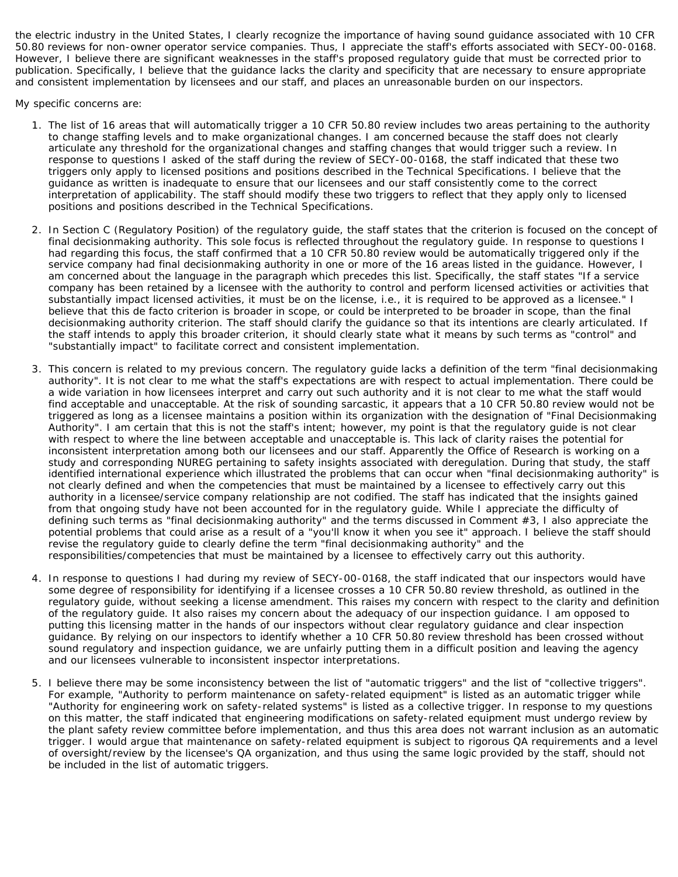the electric industry in the United States, I clearly recognize the importance of having sound guidance associated with 10 CFR 50.80 reviews for non-owner operator service companies. Thus, I appreciate the staff's efforts associated with SECY-00-0168. However, I believe there are significant weaknesses in the staff's proposed regulatory guide that must be corrected prior to publication. Specifically, I believe that the guidance lacks the clarity and specificity that are necessary to ensure appropriate and consistent implementation by licensees and our staff, and places an unreasonable burden on our inspectors.

My specific concerns are:

1. The list of 16 areas that will automatically trigger a 10 CFR 50.80 review includes two areas pertaining to the authority to change staffing levels and to make organizational changes. I am concerned because the staff does not clearly articulate any threshold for the organizational changes and staffing changes that would trigger such a review. In response to questions I asked of the staff during the review of SECY-00-0168, the staff indicated that these two triggers only apply to licensed positions and positions described in the Technical Specifications. I believe that the guidance as written is inadequate to ensure that our licensees and our staff consistently come to the correct interpretation of applicability. The staff should modify these two triggers to reflect that they apply only to licensed positions and positions described in the Technical Specifications.

2. In Section C (Regulatory Position) of the regulatory guide, the staff states that the criterion is focused on the concept of final decisionmaking authority. This sole focus is reflected throughout the regulatory guide. In response to questions I had regarding this focus, the staff confirmed that a 10 CFR 50.80 review would be automatically triggered only if the service company had final decisionmaking authority in one or more of the 16 areas listed in the guidance. However, I am concerned about the language in the paragraph which precedes this list. Specifically, the staff states "If a service company has been retained by a licensee with the authority to control and perform licensed activities or activities that substantially impact licensed activities, it must be on the license, i.e., it is required to be approved as a licensee." I believe that this de facto criterion is broader in scope, or could be interpreted to be broader in scope, than the final decisionmaking authority criterion. The staff should clarify the guidance so that its intentions are clearly articulated. If the staff intends to apply this broader criterion, it should clearly state what it means by such terms as "control" and "substantially impact" to facilitate correct and consistent implementation.

3. This concern is related to my previous concern. The regulatory guide lacks a definition of the term "final decisionmaking authority". It is not clear to me what the staff's expectations are with respect to actual implementation. There could be a wide variation in how licensees interpret and carry out such authority and it is not clear to me what the staff would find acceptable and unacceptable. At the risk of sounding sarcastic, it appears that a 10 CFR 50.80 review would not be triggered as long as a licensee maintains a position within its organization with the designation of "Final Decisionmaking Authority". I am certain that this is not the staff's intent; however, my point is that the regulatory guide is not clear with respect to where the line between acceptable and unacceptable is. This lack of clarity raises the potential for inconsistent interpretation among both our licensees and our staff. Apparently the Office of Research is working on a study and corresponding NUREG pertaining to safety insights associated with deregulation. During that study, the staff identified international experience which illustrated the problems that can occur when "final decisionmaking authority" is not clearly defined and when the competencies that must be maintained by a licensee to effectively carry out this authority in a licensee/service company relationship are not codified. The staff has indicated that the insights gained from that ongoing study have not been accounted for in the regulatory guide. While I appreciate the difficulty of defining such terms as "final decisionmaking authority" and the terms discussed in Comment #3, I also appreciate the potential problems that could arise as a result of a "you'll know it when you see it" approach. I believe the staff should revise the regulatory guide to clearly define the term "final decisionmaking authority" and the responsibilities/competencies that must be maintained by a licensee to effectively carry out this authority.

4. In response to questions I had during my review of SECY-00-0168, the staff indicated that our inspectors would have some degree of responsibility for identifying if a licensee crosses a 10 CFR 50.80 review threshold, as outlined in the regulatory guide, without seeking a license amendment. This raises my concern with respect to the clarity and definition of the regulatory guide. It also raises my concern about the adequacy of our inspection guidance. I am opposed to putting this licensing matter in the hands of our inspectors without clear regulatory guidance and clear inspection guidance. By relying on our inspectors to identify whether a 10 CFR 50.80 review threshold has been crossed without sound regulatory and inspection guidance, we are unfairly putting them in a difficult position and leaving the agency and our licensees vulnerable to inconsistent inspector interpretations.

5. I believe there may be some inconsistency between the list of "automatic triggers" and the list of "collective triggers". For example, "Authority to perform maintenance on safety-related equipment" is listed as an automatic trigger while "Authority for engineering work on safety-related systems" is listed as a collective trigger. In response to my questions on this matter, the staff indicated that engineering modifications on safety-related equipment must undergo review by the plant safety review committee before implementation, and thus this area does not warrant inclusion as an automatic trigger. I would argue that maintenance on safety-related equipment is subject to rigorous QA requirements and a level of oversight/review by the licensee's QA organization, and thus using the same logic provided by the staff, should not be included in the list of automatic triggers.